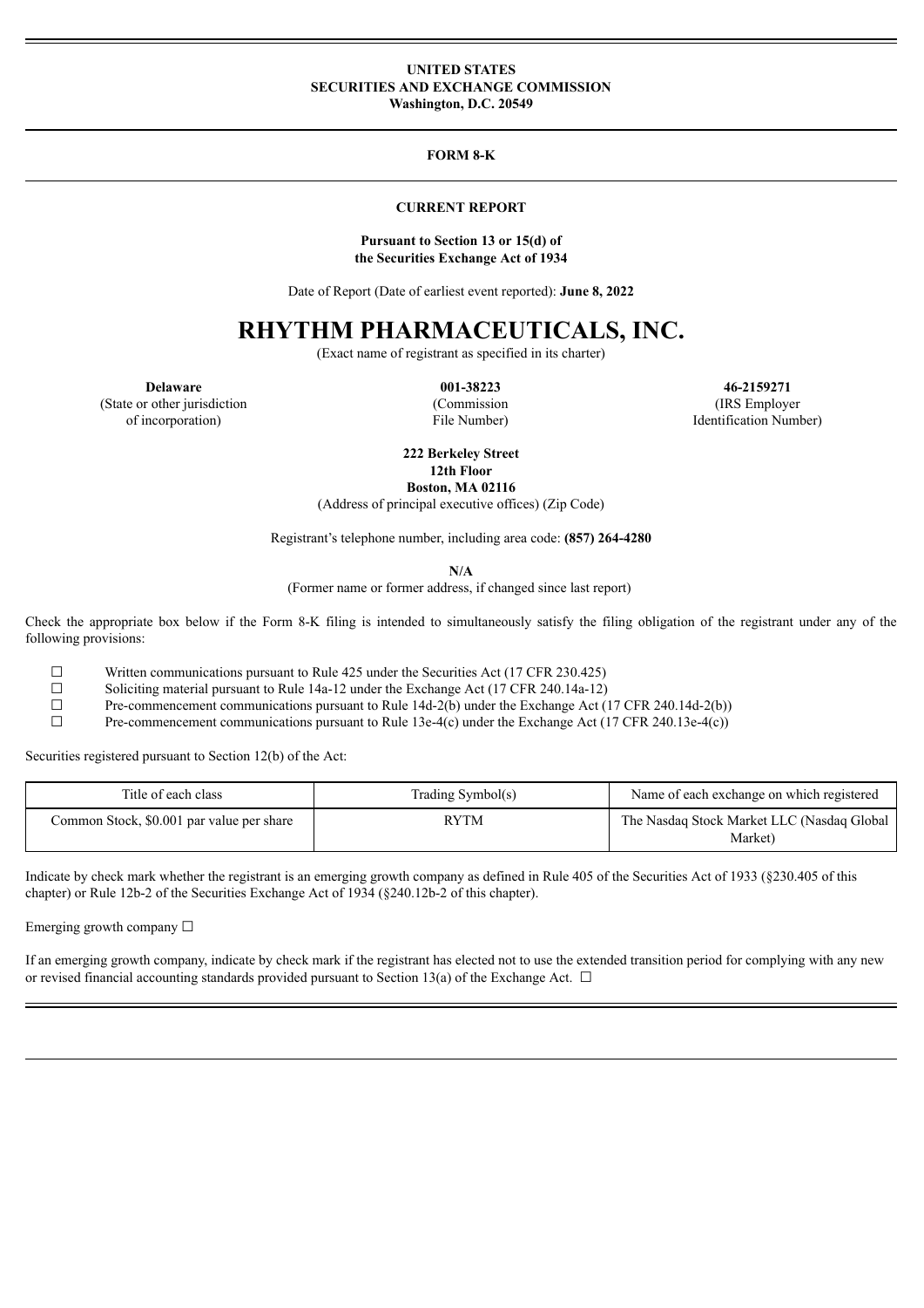**UNITED STATES**
**SECURITIES AND EXCHANGE COMMISSION**
**Washington, D.C. 20549**

---

**FORM 8-K**

---

**CURRENT REPORT**

**Pursuant to Section 13 or 15(d) of**
**the Securities Exchange Act of 1934**

Date of Report (Date of earliest event reported): **June 8, 2022**

# RHYTHM PHARMACEUTICALS, INC.

(Exact name of registrant as specified in its charter)

| **Delaware** | **001-38223** | **46-2159271** |
|---|---|---|
| (State or other jurisdiction of incorporation) | (Commission File Number) | (IRS Employer Identification Number) |

**222 Berkeley Street**
**12th Floor**
**Boston, MA 02116**
(Address of principal executive offices) (Zip Code)

Registrant's telephone number, including area code: **(857) 264-4280**

**N/A**
(Former name or former address, if changed since last report)

Check the appropriate box below if the Form 8-K filing is intended to simultaneously satisfy the filing obligation of the registrant under any of the following provisions:

☐ Written communications pursuant to Rule 425 under the Securities Act (17 CFR 230.425)
☐ Soliciting material pursuant to Rule 14a-12 under the Exchange Act (17 CFR 240.14a-12)
☐ Pre-commencement communications pursuant to Rule 14d-2(b) under the Exchange Act (17 CFR 240.14d-2(b))
☐ Pre-commencement communications pursuant to Rule 13e-4(c) under the Exchange Act (17 CFR 240.13e-4(c))

Securities registered pursuant to Section 12(b) of the Act:

| Title of each class | Trading Symbol(s) | Name of each exchange on which registered |
|---|---|---|
| Common Stock, $0.001 par value per share | RYTM | The Nasdaq Stock Market LLC (Nasdaq Global Market) |

Indicate by check mark whether the registrant is an emerging growth company as defined in Rule 405 of the Securities Act of 1933 (§230.405 of this chapter) or Rule 12b-2 of the Securities Exchange Act of 1934 (§240.12b-2 of this chapter).

Emerging growth company ☐

If an emerging growth company, indicate by check mark if the registrant has elected not to use the extended transition period for complying with any new or revised financial accounting standards provided pursuant to Section 13(a) of the Exchange Act. ☐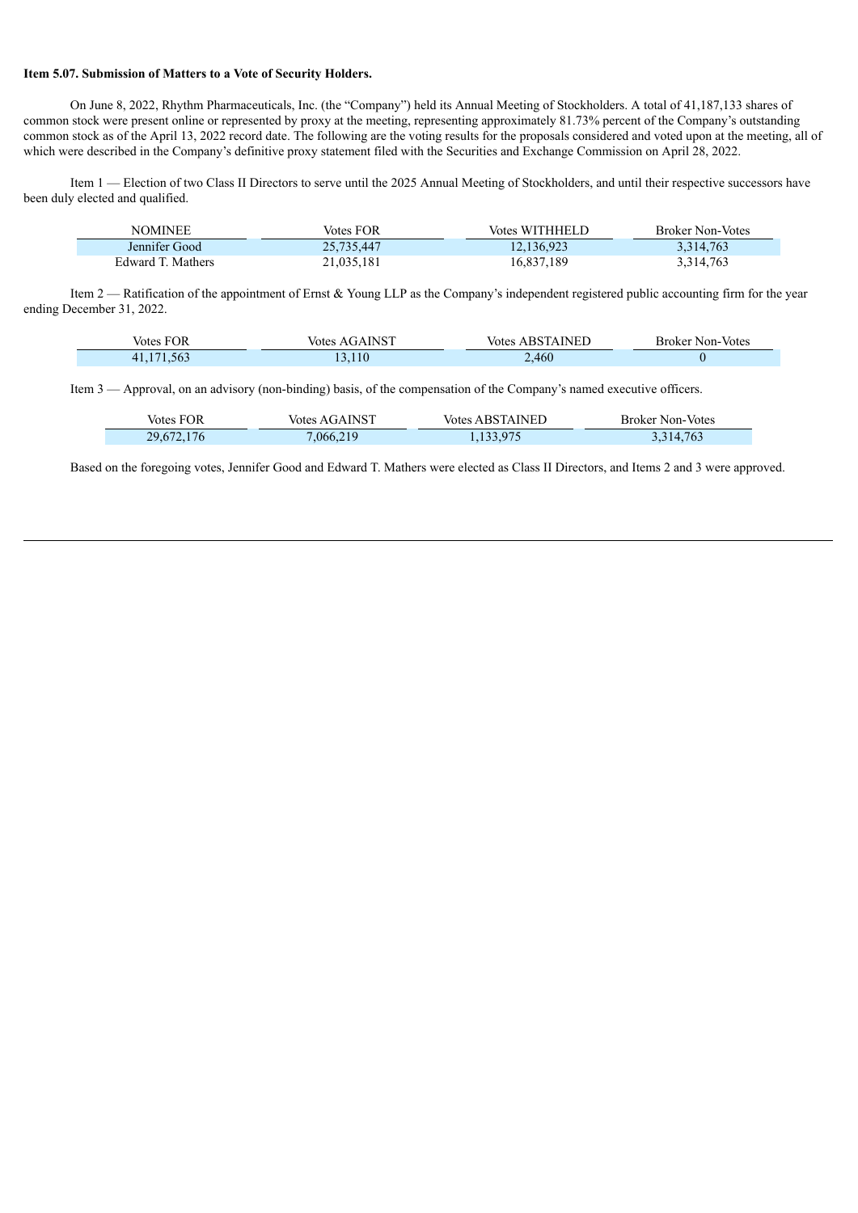**Item 5.07. Submission of Matters to a Vote of Security Holders.**

On June 8, 2022, Rhythm Pharmaceuticals, Inc. (the "Company") held its Annual Meeting of Stockholders. A total of 41,187,133 shares of common stock were present online or represented by proxy at the meeting, representing approximately 81.73% percent of the Company's outstanding common stock as of the April 13, 2022 record date. The following are the voting results for the proposals considered and voted upon at the meeting, all of which were described in the Company's definitive proxy statement filed with the Securities and Exchange Commission on April 28, 2022.

Item 1 — Election of two Class II Directors to serve until the 2025 Annual Meeting of Stockholders, and until their respective successors have been duly elected and qualified.

| NOMINEE | Votes FOR | Votes WITHHELD | Broker Non-Votes |
| --- | --- | --- | --- |
| Jennifer Good | 25,735,447 | 12,136,923 | 3,314,763 |
| Edward T. Mathers | 21,035,181 | 16,837,189 | 3,314,763 |

Item 2 — Ratification of the appointment of Ernst & Young LLP as the Company's independent registered public accounting firm for the year ending December 31, 2022.

| Votes FOR | Votes AGAINST | Votes ABSTAINED | Broker Non-Votes |
| --- | --- | --- | --- |
| 41,171,563 | 13,110 | 2,460 | 0 |

Item 3 — Approval, on an advisory (non-binding) basis, of the compensation of the Company's named executive officers.

| Votes FOR | Votes AGAINST | Votes ABSTAINED | Broker Non-Votes |
| --- | --- | --- | --- |
| 29,672,176 | 7,066,219 | 1,133,975 | 3,314,763 |

Based on the foregoing votes, Jennifer Good and Edward T. Mathers were elected as Class II Directors, and Items 2 and 3 were approved.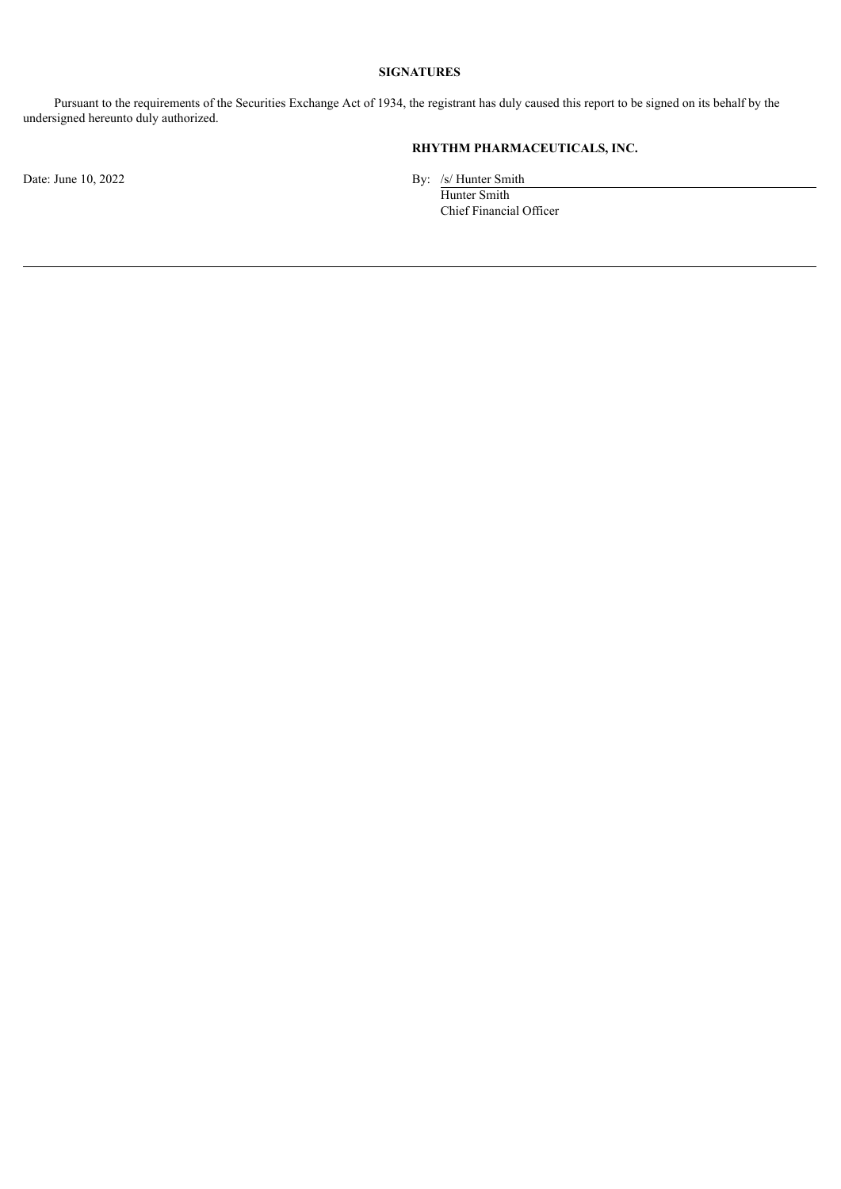**SIGNATURES**

Pursuant to the requirements of the Securities Exchange Act of 1934, the registrant has duly caused this report to be signed on its behalf by the undersigned hereunto duly authorized.

**RHYTHM PHARMACEUTICALS, INC.**

Date: June 10, 2022

By: /s/ Hunter Smith
Hunter Smith
Chief Financial Officer